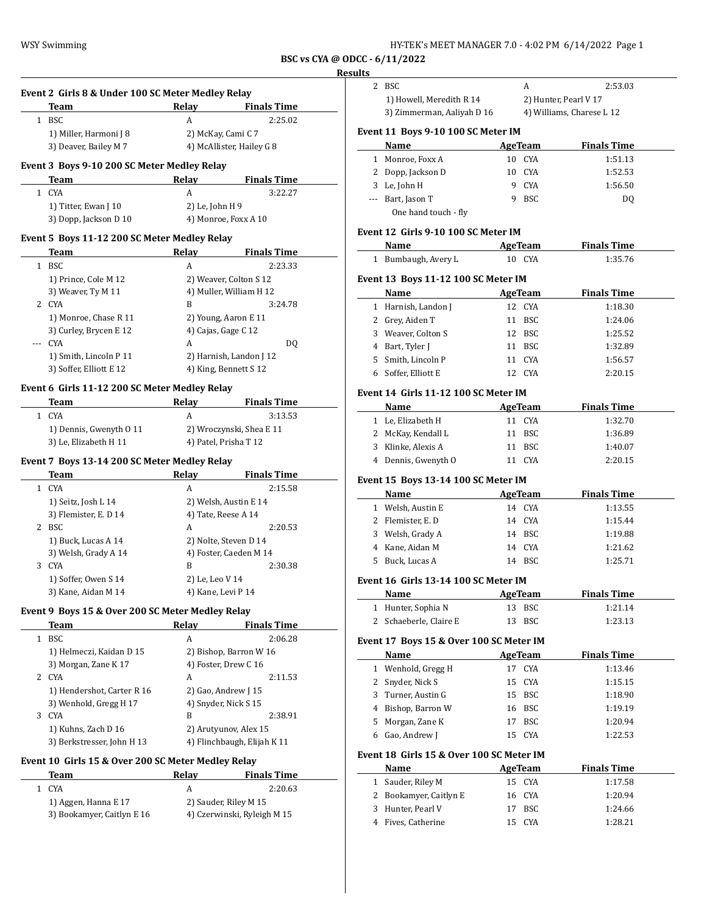**BSC vs CYA @ ODCC - 6/11/2022**

**Results**

### Event 2 Girls 8 & Under 100 SC Meter Medley Relay

| | Team | Relay | Finals Time |
|---|---|---|---|
| 1 | BSC | A | 2:25.02 |
| | 1) Miller, Harmoni J 8 | 2) McKay, Cami C 7 | |
| | 3) Deaver, Bailey M 7 | 4) McAllister, Hailey G 8 | |

### Event 3 Boys 9-10 200 SC Meter Medley Relay

| | Team | Relay | Finals Time |
|---|---|---|---|
| 1 | CYA | A | 3:22.27 |
| | 1) Titter, Ewan J 10 | 2) Le, John H 9 | |
| | 3) Dopp, Jackson D 10 | 4) Monroe, Foxx A 10 | |

### Event 5 Boys 11-12 200 SC Meter Medley Relay

| | Team | Relay | Finals Time |
|---|---|---|---|
| 1 | BSC | A | 2:23.33 |
| | 1) Prince, Cole M 12 | 2) Weaver, Colton S 12 | |
| | 3) Weaver, Ty M 11 | 4) Muller, William H 12 | |
| 2 | CYA | B | 3:24.78 |
| | 1) Monroe, Chase R 11 | 2) Young, Aaron E 11 | |
| | 3) Curley, Brycen E 12 | 4) Cajas, Gage C 12 | |
| --- | CYA | A | DQ |
| | 1) Smith, Lincoln P 11 | 2) Harnish, Landon J 12 | |
| | 3) Soffer, Elliott E 12 | 4) King, Bennett S 12 | |

### Event 6 Girls 11-12 200 SC Meter Medley Relay

| | Team | Relay | Finals Time |
|---|---|---|---|
| 1 | CYA | A | 3:13.53 |
| | 1) Dennis, Gwenyth O 11 | 2) Wroczynski, Shea E 11 | |
| | 3) Le, Elizabeth H 11 | 4) Patel, Prisha T 12 | |

### Event 7 Boys 13-14 200 SC Meter Medley Relay

| | Team | Relay | Finals Time |
|---|---|---|---|
| 1 | CYA | A | 2:15.58 |
| | 1) Seitz, Josh L 14 | 2) Welsh, Austin E 14 | |
| | 3) Flemister, E. D 14 | 4) Tate, Reese A 14 | |
| 2 | BSC | A | 2:20.53 |
| | 1) Buck, Lucas A 14 | 2) Nolte, Steven D 14 | |
| | 3) Welsh, Grady A 14 | 4) Foster, Caeden M 14 | |
| 3 | CYA | B | 2:30.38 |
| | 1) Soffer, Owen S 14 | 2) Le, Leo V 14 | |
| | 3) Kane, Aidan M 14 | 4) Kane, Levi P 14 | |

### Event 9 Boys 15 & Over 200 SC Meter Medley Relay

| | Team | Relay | Finals Time |
|---|---|---|---|
| 1 | BSC | A | 2:06.28 |
| | 1) Helmeczi, Kaidan D 15 | 2) Bishop, Barron W 16 | |
| | 3) Morgan, Zane K 17 | 4) Foster, Drew C 16 | |
| 2 | CYA | A | 2:11.53 |
| | 1) Hendershot, Carter R 16 | 2) Gao, Andrew J 15 | |
| | 3) Wenhold, Gregg H 17 | 4) Snyder, Nick S 15 | |
| 3 | CYA | B | 2:38.91 |
| | 1) Kuhns, Zach D 16 | 2) Arutyunov, Alex 15 | |
| | 3) Berkstresser, John H 13 | 4) Flinchbaugh, Elijah K 11 | |

### Event 10 Girls 15 & Over 200 SC Meter Medley Relay

| | Team | Relay | Finals Time |
|---|---|---|---|
| 1 | CYA | A | 2:20.63 |
| | 1) Aggen, Hanna E 17 | 2) Sauder, Riley M 15 | |
| | 3) Bookamyer, Caitlyn E 16 | 4) Czerwinski, Ryleigh M 15 | |
| 2 | BSC | A | 2:53.03 |
| | 1) Howell, Meredith R 14 | 2) Hunter, Pearl V 17 | |
| | 3) Zimmerman, Aaliyah D 16 | 4) Williams, Charese L 12 | |

### Event 11 Boys 9-10 100 SC Meter IM

| | Name | Age | Team | Finals Time |
|---|---|---|---|---|
| 1 | Monroe, Foxx A | 10 | CYA | 1:51.13 |
| 2 | Dopp, Jackson D | 10 | CYA | 1:52.53 |
| 3 | Le, John H | 9 | CYA | 1:56.50 |
| --- | Bart, Jason T | 9 | BSC | DQ |
| | One hand touch - fly | | | |

### Event 12 Girls 9-10 100 SC Meter IM

| | Name | Age | Team | Finals Time |
|---|---|---|---|---|
| 1 | Bumbaugh, Avery L | 10 | CYA | 1:35.76 |

### Event 13 Boys 11-12 100 SC Meter IM

| | Name | Age | Team | Finals Time |
|---|---|---|---|---|
| 1 | Harnish, Landon J | 12 | CYA | 1:18.30 |
| 2 | Grey, Aiden T | 11 | BSC | 1:24.06 |
| 3 | Weaver, Colton S | 12 | BSC | 1:25.52 |
| 4 | Bart, Tyler J | 11 | BSC | 1:32.89 |
| 5 | Smith, Lincoln P | 11 | CYA | 1:56.57 |
| 6 | Soffer, Elliott E | 12 | CYA | 2:20.15 |

### Event 14 Girls 11-12 100 SC Meter IM

| | Name | Age | Team | Finals Time |
|---|---|---|---|---|
| 1 | Le, Elizabeth H | 11 | CYA | 1:32.70 |
| 2 | McKay, Kendall L | 11 | BSC | 1:36.89 |
| 3 | Klinke, Alexis A | 11 | BSC | 1:40.07 |
| 4 | Dennis, Gwenyth O | 11 | CYA | 2:20.15 |

### Event 15 Boys 13-14 100 SC Meter IM

| | Name | Age | Team | Finals Time |
|---|---|---|---|---|
| 1 | Welsh, Austin E | 14 | CYA | 1:13.55 |
| 2 | Flemister, E. D | 14 | CYA | 1:15.44 |
| 3 | Welsh, Grady A | 14 | BSC | 1:19.88 |
| 4 | Kane, Aidan M | 14 | CYA | 1:21.62 |
| 5 | Buck, Lucas A | 14 | BSC | 1:25.71 |

### Event 16 Girls 13-14 100 SC Meter IM

| | Name | Age | Team | Finals Time |
|---|---|---|---|---|
| 1 | Hunter, Sophia N | 13 | BSC | 1:21.14 |
| 2 | Schaeberle, Claire E | 13 | BSC | 1:23.13 |

### Event 17 Boys 15 & Over 100 SC Meter IM

| | Name | Age | Team | Finals Time |
|---|---|---|---|---|
| 1 | Wenhold, Gregg H | 17 | CYA | 1:13.46 |
| 2 | Snyder, Nick S | 15 | CYA | 1:15.15 |
| 3 | Turner, Austin G | 15 | BSC | 1:18.90 |
| 4 | Bishop, Barron W | 16 | BSC | 1:19.19 |
| 5 | Morgan, Zane K | 17 | BSC | 1:20.94 |
| 6 | Gao, Andrew J | 15 | CYA | 1:22.53 |

### Event 18 Girls 15 & Over 100 SC Meter IM

| | Name | Age | Team | Finals Time |
|---|---|---|---|---|
| 1 | Sauder, Riley M | 15 | CYA | 1:17.58 |
| 2 | Bookamyer, Caitlyn E | 16 | CYA | 1:20.94 |
| 3 | Hunter, Pearl V | 17 | BSC | 1:24.66 |
| 4 | Fives, Catherine | 15 | CYA | 1:28.21 |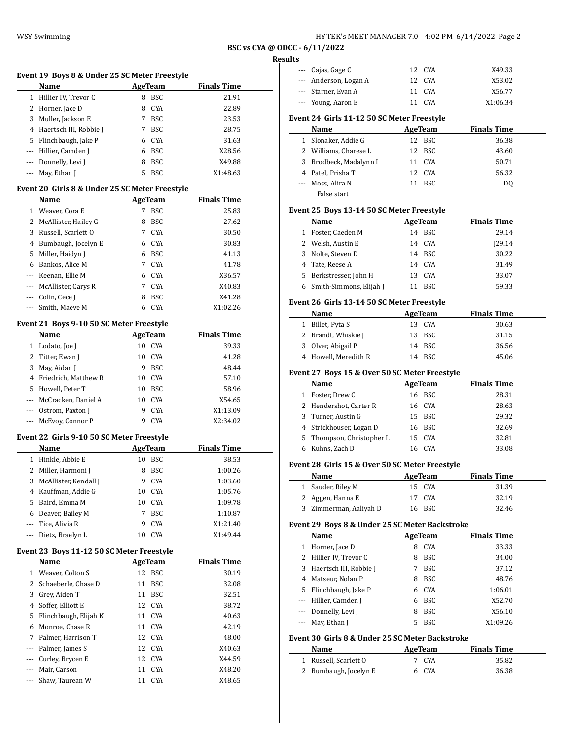**BSC vs CYA @ ODCC - 6/11/2022**

**Results**

### Event 19 Boys 8 & Under 25 SC Meter Freestyle

| | Name | Age | Team | Finals Time |
|---|---|---|---|---|
| 1 | Hillier IV, Trevor C | 8 | BSC | 21.91 |
| 2 | Horner, Jace D | 8 | CYA | 22.89 |
| 3 | Muller, Jackson E | 7 | BSC | 23.53 |
| 4 | Haertsch III, Robbie J | 7 | BSC | 28.75 |
| 5 | Flinchbaugh, Jake P | 6 | CYA | 31.63 |
| --- | Hillier, Camden J | 6 | BSC | X28.56 |
| --- | Donnelly, Levi J | 8 | BSC | X49.88 |
| --- | May, Ethan J | 5 | BSC | X1:48.63 |

### Event 20 Girls 8 & Under 25 SC Meter Freestyle

| | Name | Age | Team | Finals Time |
|---|---|---|---|---|
| 1 | Weaver, Cora E | 7 | BSC | 25.83 |
| 2 | McAllister, Hailey G | 8 | BSC | 27.62 |
| 3 | Russell, Scarlett O | 7 | CYA | 30.50 |
| 4 | Bumbaugh, Jocelyn E | 6 | CYA | 30.83 |
| 5 | Miller, Haidyn J | 6 | BSC | 41.13 |
| 6 | Bankos, Alice M | 7 | CYA | 41.78 |
| --- | Keenan, Ellie M | 6 | CYA | X36.57 |
| --- | McAllister, Carys R | 7 | CYA | X40.83 |
| --- | Colin, Cece J | 8 | BSC | X41.28 |
| --- | Smith, Maeve M | 6 | CYA | X1:02.26 |

### Event 21 Boys 9-10 50 SC Meter Freestyle

| | Name | Age | Team | Finals Time |
|---|---|---|---|---|
| 1 | Lodato, Joe J | 10 | CYA | 39.33 |
| 2 | Titter, Ewan J | 10 | CYA | 41.28 |
| 3 | May, Aidan J | 9 | BSC | 48.44 |
| 4 | Friedrich, Matthew R | 10 | CYA | 57.10 |
| 5 | Howell, Peter T | 10 | BSC | 58.96 |
| --- | McCracken, Daniel A | 10 | CYA | X54.65 |
| --- | Ostrom, Paxton J | 9 | CYA | X1:13.09 |
| --- | McEvoy, Connor P | 9 | CYA | X2:34.02 |

### Event 22 Girls 9-10 50 SC Meter Freestyle

| | Name | Age | Team | Finals Time |
|---|---|---|---|---|
| 1 | Hinkle, Abbie E | 10 | BSC | 38.53 |
| 2 | Miller, Harmoni J | 8 | BSC | 1:00.26 |
| 3 | McAllister, Kendall J | 9 | CYA | 1:03.60 |
| 4 | Kauffman, Addie G | 10 | CYA | 1:05.76 |
| 5 | Baird, Emma M | 10 | CYA | 1:09.78 |
| 6 | Deaver, Bailey M | 7 | BSC | 1:10.87 |
| --- | Tice, Alivia R | 9 | CYA | X1:21.40 |
| --- | Dietz, Braelyn L | 10 | CYA | X1:49.44 |

### Event 23 Boys 11-12 50 SC Meter Freestyle

| | Name | Age | Team | Finals Time |
|---|---|---|---|---|
| 1 | Weaver, Colton S | 12 | BSC | 30.19 |
| 2 | Schaeberle, Chase D | 11 | BSC | 32.08 |
| 3 | Grey, Aiden T | 11 | BSC | 32.51 |
| 4 | Soffer, Elliott E | 12 | CYA | 38.72 |
| 5 | Flinchbaugh, Elijah K | 11 | CYA | 40.63 |
| 6 | Monroe, Chase R | 11 | CYA | 42.19 |
| 7 | Palmer, Harrison T | 12 | CYA | 48.00 |
| --- | Palmer, James S | 12 | CYA | X40.63 |
| --- | Curley, Brycen E | 12 | CYA | X44.59 |
| --- | Mair, Carson | 11 | CYA | X48.20 |
| --- | Shaw, Taurean W | 11 | CYA | X48.65 |
| --- | Cajas, Gage C | 12 | CYA | X49.33 |
| --- | Anderson, Logan A | 12 | CYA | X53.02 |
| --- | Starner, Evan A | 11 | CYA | X56.77 |
| --- | Young, Aaron E | 11 | CYA | X1:06.34 |

### Event 24 Girls 11-12 50 SC Meter Freestyle

| | Name | Age | Team | Finals Time |
|---|---|---|---|---|
| 1 | Slonaker, Addie G | 12 | BSC | 36.38 |
| 2 | Williams, Charese L | 12 | BSC | 43.60 |
| 3 | Brodbeck, Madalynn I | 11 | CYA | 50.71 |
| 4 | Patel, Prisha T | 12 | CYA | 56.32 |
| --- | Moss, Alira N | 11 | BSC | DQ |
| | False start | | | |

### Event 25 Boys 13-14 50 SC Meter Freestyle

| | Name | Age | Team | Finals Time |
|---|---|---|---|---|
| 1 | Foster, Caeden M | 14 | BSC | 29.14 |
| 2 | Welsh, Austin E | 14 | CYA | J29.14 |
| 3 | Nolte, Steven D | 14 | BSC | 30.22 |
| 4 | Tate, Reese A | 14 | CYA | 31.49 |
| 5 | Berkstresser, John H | 13 | CYA | 33.07 |
| 6 | Smith-Simmons, Elijah J | 11 | BSC | 59.33 |

### Event 26 Girls 13-14 50 SC Meter Freestyle

| | Name | Age | Team | Finals Time |
|---|---|---|---|---|
| 1 | Billet, Pyta S | 13 | CYA | 30.63 |
| 2 | Brandt, Whiskie J | 13 | BSC | 31.15 |
| 3 | Olver, Abigail P | 14 | BSC | 36.56 |
| 4 | Howell, Meredith R | 14 | BSC | 45.06 |

### Event 27 Boys 15 & Over 50 SC Meter Freestyle

| | Name | Age | Team | Finals Time |
|---|---|---|---|---|
| 1 | Foster, Drew C | 16 | BSC | 28.31 |
| 2 | Hendershot, Carter R | 16 | CYA | 28.63 |
| 3 | Turner, Austin G | 15 | BSC | 29.32 |
| 4 | Strickhouser, Logan D | 16 | BSC | 32.69 |
| 5 | Thompson, Christopher L | 15 | CYA | 32.81 |
| 6 | Kuhns, Zach D | 16 | CYA | 33.08 |

### Event 28 Girls 15 & Over 50 SC Meter Freestyle

| | Name | Age | Team | Finals Time |
|---|---|---|---|---|
| 1 | Sauder, Riley M | 15 | CYA | 31.39 |
| 2 | Aggen, Hanna E | 17 | CYA | 32.19 |
| 3 | Zimmerman, Aaliyah D | 16 | BSC | 32.46 |

### Event 29 Boys 8 & Under 25 SC Meter Backstroke

| | Name | Age | Team | Finals Time |
|---|---|---|---|---|
| 1 | Horner, Jace D | 8 | CYA | 33.33 |
| 2 | Hillier IV, Trevor C | 8 | BSC | 34.00 |
| 3 | Haertsch III, Robbie J | 7 | BSC | 37.12 |
| 4 | Matseur, Nolan P | 8 | BSC | 48.76 |
| 5 | Flinchbaugh, Jake P | 6 | CYA | 1:06.01 |
| --- | Hillier, Camden J | 6 | BSC | X52.70 |
| --- | Donnelly, Levi J | 8 | BSC | X56.10 |
| --- | May, Ethan J | 5 | BSC | X1:09.26 |

### Event 30 Girls 8 & Under 25 SC Meter Backstroke

| | Name | Age | Team | Finals Time |
|---|---|---|---|---|
| 1 | Russell, Scarlett O | 7 | CYA | 35.82 |
| 2 | Bumbaugh, Jocelyn E | 6 | CYA | 36.38 |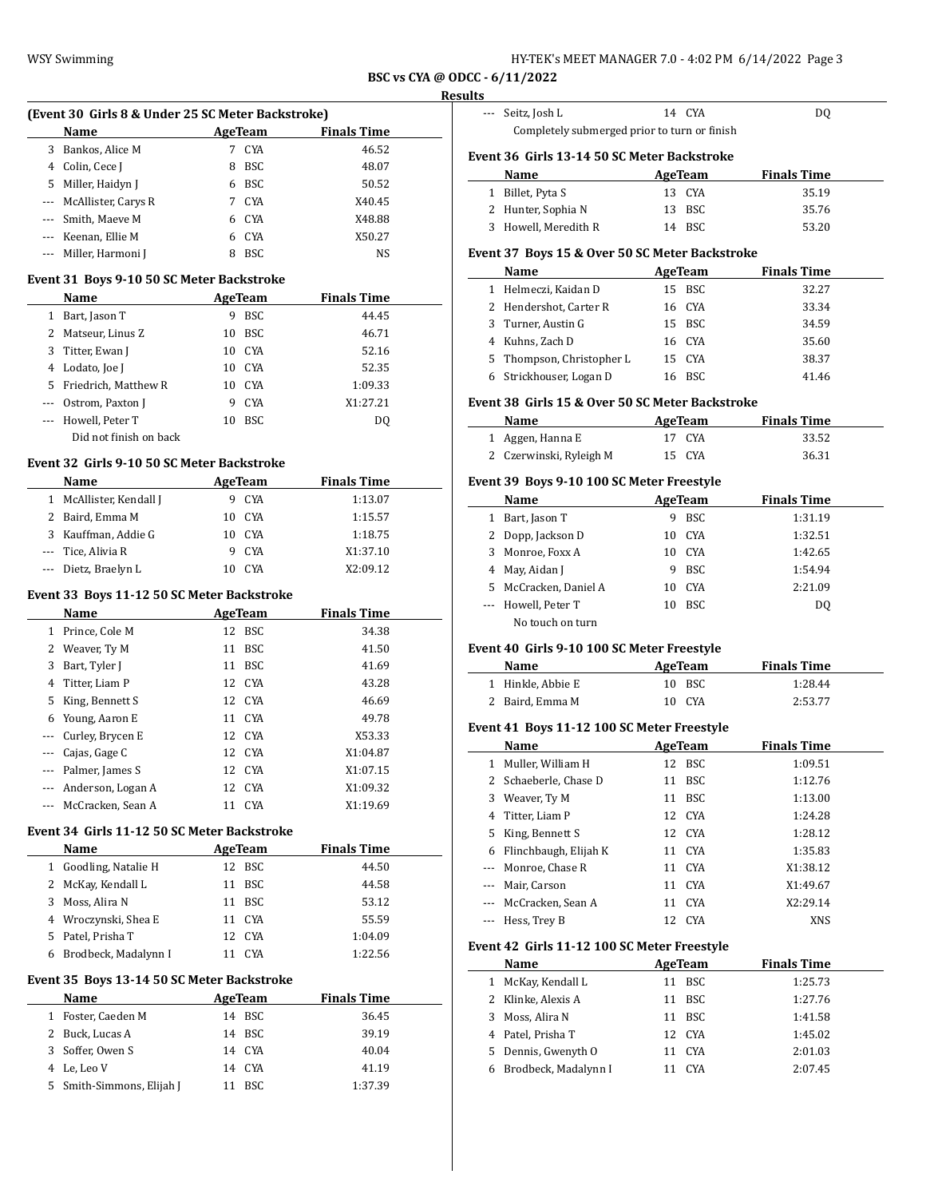## BSC vs CYA @ ODCC - 6/11/2022

### Results

**(Event 30 Girls 8 & Under 25 SC Meter Backstroke)**

| | Name | Age | Team | Finals Time |
|---|---|---|---|---|
| 3 | Bankos, Alice M | 7 | CYA | 46.52 |
| 4 | Colin, Cece J | 8 | BSC | 48.07 |
| 5 | Miller, Haidyn J | 6 | BSC | 50.52 |
| --- | McAllister, Carys R | 7 | CYA | X40.45 |
| --- | Smith, Maeve M | 6 | CYA | X48.88 |
| --- | Keenan, Ellie M | 6 | CYA | X50.27 |
| --- | Miller, Harmoni J | 8 | BSC | NS |

**Event 31 Boys 9-10 50 SC Meter Backstroke**

| | Name | Age | Team | Finals Time |
|---|---|---|---|---|
| 1 | Bart, Jason T | 9 | BSC | 44.45 |
| 2 | Matseur, Linus Z | 10 | BSC | 46.71 |
| 3 | Titter, Ewan J | 10 | CYA | 52.16 |
| 4 | Lodato, Joe J | 10 | CYA | 52.35 |
| 5 | Friedrich, Matthew R | 10 | CYA | 1:09.33 |
| --- | Ostrom, Paxton J | 9 | CYA | X1:27.21 |
| --- | Howell, Peter T | 10 | BSC | DQ |
| | Did not finish on back | | | |

**Event 32 Girls 9-10 50 SC Meter Backstroke**

| | Name | Age | Team | Finals Time |
|---|---|---|---|---|
| 1 | McAllister, Kendall J | 9 | CYA | 1:13.07 |
| 2 | Baird, Emma M | 10 | CYA | 1:15.57 |
| 3 | Kauffman, Addie G | 10 | CYA | 1:18.75 |
| --- | Tice, Alivia R | 9 | CYA | X1:37.10 |
| --- | Dietz, Braelyn L | 10 | CYA | X2:09.12 |

**Event 33 Boys 11-12 50 SC Meter Backstroke**

| | Name | Age | Team | Finals Time |
|---|---|---|---|---|
| 1 | Prince, Cole M | 12 | BSC | 34.38 |
| 2 | Weaver, Ty M | 11 | BSC | 41.50 |
| 3 | Bart, Tyler J | 11 | BSC | 41.69 |
| 4 | Titter, Liam P | 12 | CYA | 43.28 |
| 5 | King, Bennett S | 12 | CYA | 46.69 |
| 6 | Young, Aaron E | 11 | CYA | 49.78 |
| --- | Curley, Brycen E | 12 | CYA | X53.33 |
| --- | Cajas, Gage C | 12 | CYA | X1:04.87 |
| --- | Palmer, James S | 12 | CYA | X1:07.15 |
| --- | Anderson, Logan A | 12 | CYA | X1:09.32 |
| --- | McCracken, Sean A | 11 | CYA | X1:19.69 |

**Event 34 Girls 11-12 50 SC Meter Backstroke**

| | Name | Age | Team | Finals Time |
|---|---|---|---|---|
| 1 | Goodling, Natalie H | 12 | BSC | 44.50 |
| 2 | McKay, Kendall L | 11 | BSC | 44.58 |
| 3 | Moss, Alira N | 11 | BSC | 53.12 |
| 4 | Wroczynski, Shea E | 11 | CYA | 55.59 |
| 5 | Patel, Prisha T | 12 | CYA | 1:04.09 |
| 6 | Brodbeck, Madalynn I | 11 | CYA | 1:22.56 |

**Event 35 Boys 13-14 50 SC Meter Backstroke**

| | Name | Age | Team | Finals Time |
|---|---|---|---|---|
| 1 | Foster, Caeden M | 14 | BSC | 36.45 |
| 2 | Buck, Lucas A | 14 | BSC | 39.19 |
| 3 | Soffer, Owen S | 14 | CYA | 40.04 |
| 4 | Le, Leo V | 14 | CYA | 41.19 |
| 5 | Smith-Simmons, Elijah J | 11 | BSC | 1:37.39 |
| --- | Seitz, Josh L | 14 | CYA | DQ |
| | Completely submerged prior to turn or finish | | | |

**Event 36 Girls 13-14 50 SC Meter Backstroke**

| | Name | Age | Team | Finals Time |
|---|---|---|---|---|
| 1 | Billet, Pyta S | 13 | CYA | 35.19 |
| 2 | Hunter, Sophia N | 13 | BSC | 35.76 |
| 3 | Howell, Meredith R | 14 | BSC | 53.20 |

**Event 37 Boys 15 & Over 50 SC Meter Backstroke**

| | Name | Age | Team | Finals Time |
|---|---|---|---|---|
| 1 | Helmeczi, Kaidan D | 15 | BSC | 32.27 |
| 2 | Hendershot, Carter R | 16 | CYA | 33.34 |
| 3 | Turner, Austin G | 15 | BSC | 34.59 |
| 4 | Kuhns, Zach D | 16 | CYA | 35.60 |
| 5 | Thompson, Christopher L | 15 | CYA | 38.37 |
| 6 | Strickhouser, Logan D | 16 | BSC | 41.46 |

**Event 38 Girls 15 & Over 50 SC Meter Backstroke**

| | Name | Age | Team | Finals Time |
|---|---|---|---|---|
| 1 | Aggen, Hanna E | 17 | CYA | 33.52 |
| 2 | Czerwinski, Ryleigh M | 15 | CYA | 36.31 |

**Event 39 Boys 9-10 100 SC Meter Freestyle**

| | Name | Age | Team | Finals Time |
|---|---|---|---|---|
| 1 | Bart, Jason T | 9 | BSC | 1:31.19 |
| 2 | Dopp, Jackson D | 10 | CYA | 1:32.51 |
| 3 | Monroe, Foxx A | 10 | CYA | 1:42.65 |
| 4 | May, Aidan J | 9 | BSC | 1:54.94 |
| 5 | McCracken, Daniel A | 10 | CYA | 2:21.09 |
| --- | Howell, Peter T | 10 | BSC | DQ |
| | No touch on turn | | | |

**Event 40 Girls 9-10 100 SC Meter Freestyle**

| | Name | Age | Team | Finals Time |
|---|---|---|---|---|
| 1 | Hinkle, Abbie E | 10 | BSC | 1:28.44 |
| 2 | Baird, Emma M | 10 | CYA | 2:53.77 |

**Event 41 Boys 11-12 100 SC Meter Freestyle**

| | Name | Age | Team | Finals Time |
|---|---|---|---|---|
| 1 | Muller, William H | 12 | BSC | 1:09.51 |
| 2 | Schaeberle, Chase D | 11 | BSC | 1:12.76 |
| 3 | Weaver, Ty M | 11 | BSC | 1:13.00 |
| 4 | Titter, Liam P | 12 | CYA | 1:24.28 |
| 5 | King, Bennett S | 12 | CYA | 1:28.12 |
| 6 | Flinchbaugh, Elijah K | 11 | CYA | 1:35.83 |
| --- | Monroe, Chase R | 11 | CYA | X1:38.12 |
| --- | Mair, Carson | 11 | CYA | X1:49.67 |
| --- | McCracken, Sean A | 11 | CYA | X2:29.14 |
| --- | Hess, Trey B | 12 | CYA | XNS |

**Event 42 Girls 11-12 100 SC Meter Freestyle**

| | Name | Age | Team | Finals Time |
|---|---|---|---|---|
| 1 | McKay, Kendall L | 11 | BSC | 1:25.73 |
| 2 | Klinke, Alexis A | 11 | BSC | 1:27.76 |
| 3 | Moss, Alira N | 11 | BSC | 1:41.58 |
| 4 | Patel, Prisha T | 12 | CYA | 1:45.02 |
| 5 | Dennis, Gwenyth O | 11 | CYA | 2:01.03 |
| 6 | Brodbeck, Madalynn I | 11 | CYA | 2:07.45 |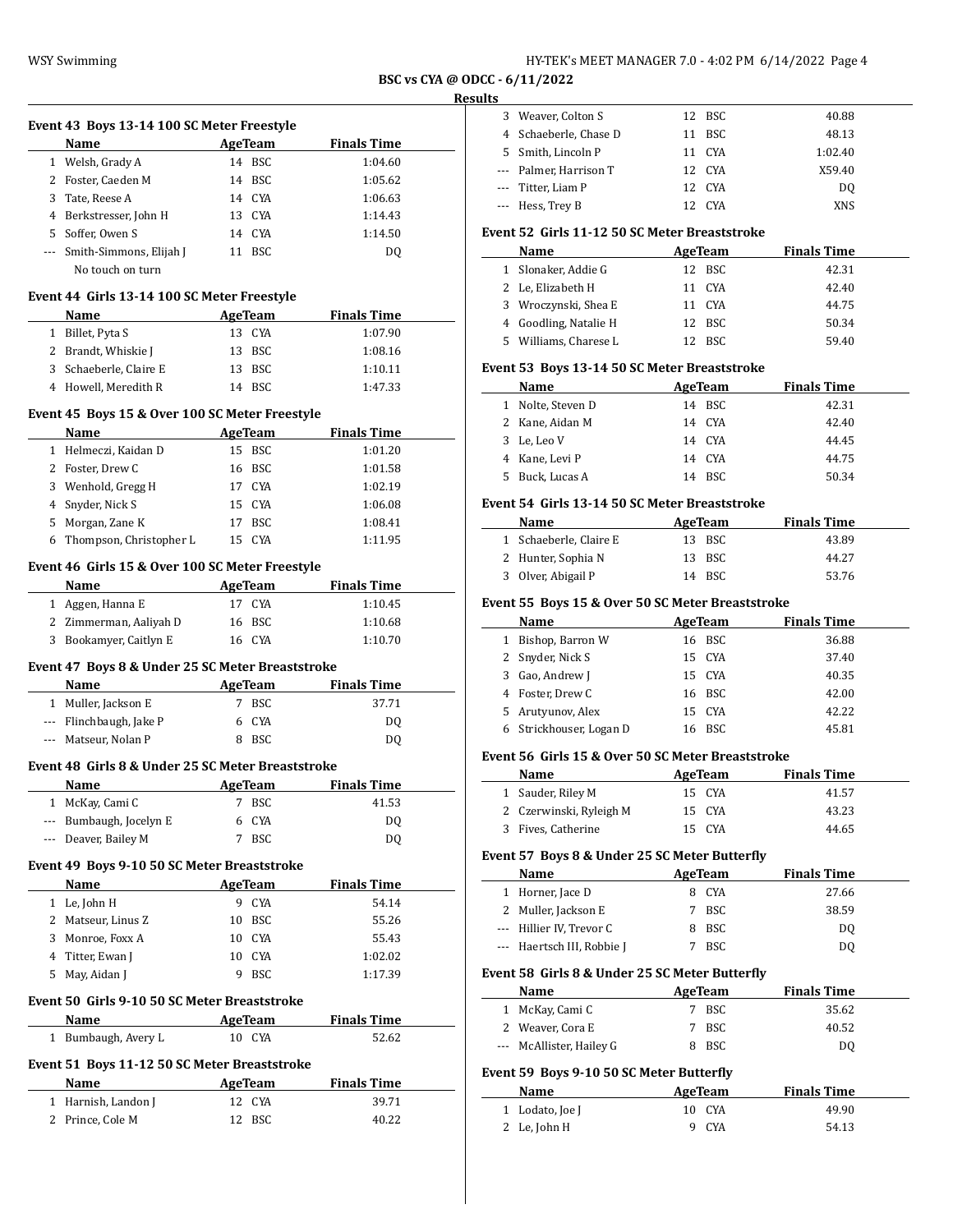BSC vs CYA @ ODCC - 6/11/2022

Results

### Event 43 Boys 13-14 100 SC Meter Freestyle

| | Name | Age | Team | Finals Time |
|---|---|---|---|---|
| 1 | Welsh, Grady A | 14 | BSC | 1:04.60 |
| 2 | Foster, Caeden M | 14 | BSC | 1:05.62 |
| 3 | Tate, Reese A | 14 | CYA | 1:06.63 |
| 4 | Berkstresser, John H | 13 | CYA | 1:14.43 |
| 5 | Soffer, Owen S | 14 | CYA | 1:14.50 |
| --- | Smith-Simmons, Elijah J | 11 | BSC | DQ |
| | No touch on turn | | | |

### Event 44 Girls 13-14 100 SC Meter Freestyle

| | Name | Age | Team | Finals Time |
|---|---|---|---|---|
| 1 | Billet, Pyta S | 13 | CYA | 1:07.90 |
| 2 | Brandt, Whiskie J | 13 | BSC | 1:08.16 |
| 3 | Schaeberle, Claire E | 13 | BSC | 1:10.11 |
| 4 | Howell, Meredith R | 14 | BSC | 1:47.33 |

### Event 45 Boys 15 & Over 100 SC Meter Freestyle

| | Name | Age | Team | Finals Time |
|---|---|---|---|---|
| 1 | Helmeczi, Kaidan D | 15 | BSC | 1:01.20 |
| 2 | Foster, Drew C | 16 | BSC | 1:01.58 |
| 3 | Wenhold, Gregg H | 17 | CYA | 1:02.19 |
| 4 | Snyder, Nick S | 15 | CYA | 1:06.08 |
| 5 | Morgan, Zane K | 17 | BSC | 1:08.41 |
| 6 | Thompson, Christopher L | 15 | CYA | 1:11.95 |

### Event 46 Girls 15 & Over 100 SC Meter Freestyle

| | Name | Age | Team | Finals Time |
|---|---|---|---|---|
| 1 | Aggen, Hanna E | 17 | CYA | 1:10.45 |
| 2 | Zimmerman, Aaliyah D | 16 | BSC | 1:10.68 |
| 3 | Bookamyer, Caitlyn E | 16 | CYA | 1:10.70 |

### Event 47 Boys 8 & Under 25 SC Meter Breaststroke

| | Name | Age | Team | Finals Time |
|---|---|---|---|---|
| 1 | Muller, Jackson E | 7 | BSC | 37.71 |
| --- | Flinchbaugh, Jake P | 6 | CYA | DQ |
| --- | Matseur, Nolan P | 8 | BSC | DQ |

### Event 48 Girls 8 & Under 25 SC Meter Breaststroke

| | Name | Age | Team | Finals Time |
|---|---|---|---|---|
| 1 | McKay, Cami C | 7 | BSC | 41.53 |
| --- | Bumbaugh, Jocelyn E | 6 | CYA | DQ |
| --- | Deaver, Bailey M | 7 | BSC | DQ |

### Event 49 Boys 9-10 50 SC Meter Breaststroke

| | Name | Age | Team | Finals Time |
|---|---|---|---|---|
| 1 | Le, John H | 9 | CYA | 54.14 |
| 2 | Matseur, Linus Z | 10 | BSC | 55.26 |
| 3 | Monroe, Foxx A | 10 | CYA | 55.43 |
| 4 | Titter, Ewan J | 10 | CYA | 1:02.02 |
| 5 | May, Aidan J | 9 | BSC | 1:17.39 |

### Event 50 Girls 9-10 50 SC Meter Breaststroke

| | Name | Age | Team | Finals Time |
|---|---|---|---|---|
| 1 | Bumbaugh, Avery L | 10 | CYA | 52.62 |

### Event 51 Boys 11-12 50 SC Meter Breaststroke

| | Name | Age | Team | Finals Time |
|---|---|---|---|---|
| 1 | Harnish, Landon J | 12 | CYA | 39.71 |
| 2 | Prince, Cole M | 12 | BSC | 40.22 |
| 3 | Weaver, Colton S | 12 | BSC | 40.88 |
| 4 | Schaeberle, Chase D | 11 | BSC | 48.13 |
| 5 | Smith, Lincoln P | 11 | CYA | 1:02.40 |
| --- | Palmer, Harrison T | 12 | CYA | X59.40 |
| --- | Titter, Liam P | 12 | CYA | DQ |
| --- | Hess, Trey B | 12 | CYA | XNS |

### Event 52 Girls 11-12 50 SC Meter Breaststroke

| | Name | Age | Team | Finals Time |
|---|---|---|---|---|
| 1 | Slonaker, Addie G | 12 | BSC | 42.31 |
| 2 | Le, Elizabeth H | 11 | CYA | 42.40 |
| 3 | Wroczynski, Shea E | 11 | CYA | 44.75 |
| 4 | Goodling, Natalie H | 12 | BSC | 50.34 |
| 5 | Williams, Charese L | 12 | BSC | 59.40 |

### Event 53 Boys 13-14 50 SC Meter Breaststroke

| | Name | Age | Team | Finals Time |
|---|---|---|---|---|
| 1 | Nolte, Steven D | 14 | BSC | 42.31 |
| 2 | Kane, Aidan M | 14 | CYA | 42.40 |
| 3 | Le, Leo V | 14 | CYA | 44.45 |
| 4 | Kane, Levi P | 14 | CYA | 44.75 |
| 5 | Buck, Lucas A | 14 | BSC | 50.34 |

### Event 54 Girls 13-14 50 SC Meter Breaststroke

| | Name | Age | Team | Finals Time |
|---|---|---|---|---|
| 1 | Schaeberle, Claire E | 13 | BSC | 43.89 |
| 2 | Hunter, Sophia N | 13 | BSC | 44.27 |
| 3 | Olver, Abigail P | 14 | BSC | 53.76 |

### Event 55 Boys 15 & Over 50 SC Meter Breaststroke

| | Name | Age | Team | Finals Time |
|---|---|---|---|---|
| 1 | Bishop, Barron W | 16 | BSC | 36.88 |
| 2 | Snyder, Nick S | 15 | CYA | 37.40 |
| 3 | Gao, Andrew J | 15 | CYA | 40.35 |
| 4 | Foster, Drew C | 16 | BSC | 42.00 |
| 5 | Arutyunov, Alex | 15 | CYA | 42.22 |
| 6 | Strickhouser, Logan D | 16 | BSC | 45.81 |

### Event 56 Girls 15 & Over 50 SC Meter Breaststroke

| | Name | Age | Team | Finals Time |
|---|---|---|---|---|
| 1 | Sauder, Riley M | 15 | CYA | 41.57 |
| 2 | Czerwinski, Ryleigh M | 15 | CYA | 43.23 |
| 3 | Fives, Catherine | 15 | CYA | 44.65 |

### Event 57 Boys 8 & Under 25 SC Meter Butterfly

| | Name | Age | Team | Finals Time |
|---|---|---|---|---|
| 1 | Horner, Jace D | 8 | CYA | 27.66 |
| 2 | Muller, Jackson E | 7 | BSC | 38.59 |
| --- | Hillier IV, Trevor C | 8 | BSC | DQ |
| --- | Haertsch III, Robbie J | 7 | BSC | DQ |

### Event 58 Girls 8 & Under 25 SC Meter Butterfly

| | Name | Age | Team | Finals Time |
|---|---|---|---|---|
| 1 | McKay, Cami C | 7 | BSC | 35.62 |
| 2 | Weaver, Cora E | 7 | BSC | 40.52 |
| --- | McAllister, Hailey G | 8 | BSC | DQ |

### Event 59 Boys 9-10 50 SC Meter Butterfly

| | Name | Age | Team | Finals Time |
|---|---|---|---|---|
| 1 | Lodato, Joe J | 10 | CYA | 49.90 |
| 2 | Le, John H | 9 | CYA | 54.13 |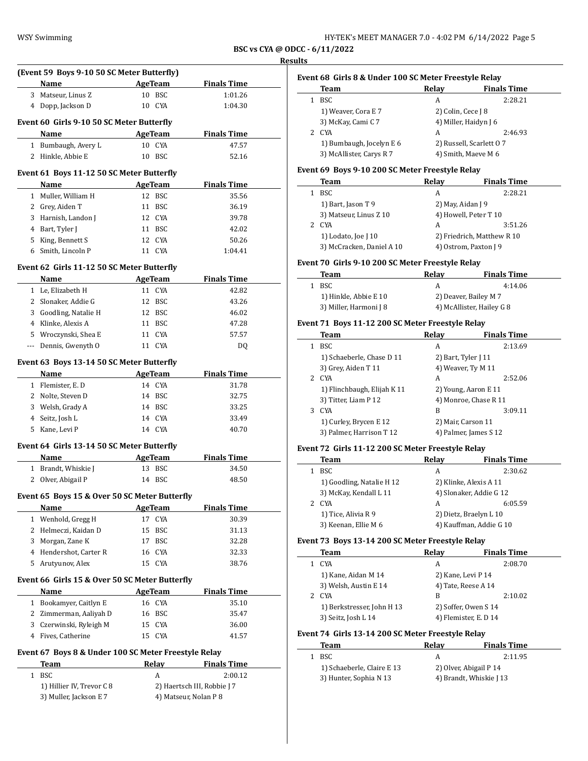**BSC vs CYA @ ODCC - 6/11/2022**

**Results**

### (Event 59 Boys 9-10 50 SC Meter Butterfly)

| | Name | Age | Team | Finals Time |
|---|---|---|---|---|
| 3 | Matseur, Linus Z | 10 | BSC | 1:01.26 |
| 4 | Dopp, Jackson D | 10 | CYA | 1:04.30 |

### Event 60 Girls 9-10 50 SC Meter Butterfly

| | Name | Age | Team | Finals Time |
|---|---|---|---|---|
| 1 | Bumbaugh, Avery L | 10 | CYA | 47.57 |
| 2 | Hinkle, Abbie E | 10 | BSC | 52.16 |

### Event 61 Boys 11-12 50 SC Meter Butterfly

| | Name | Age | Team | Finals Time |
|---|---|---|---|---|
| 1 | Muller, William H | 12 | BSC | 35.56 |
| 2 | Grey, Aiden T | 11 | BSC | 36.19 |
| 3 | Harnish, Landon J | 12 | CYA | 39.78 |
| 4 | Bart, Tyler J | 11 | BSC | 42.02 |
| 5 | King, Bennett S | 12 | CYA | 50.26 |
| 6 | Smith, Lincoln P | 11 | CYA | 1:04.41 |

### Event 62 Girls 11-12 50 SC Meter Butterfly

| | Name | Age | Team | Finals Time |
|---|---|---|---|---|
| 1 | Le, Elizabeth H | 11 | CYA | 42.82 |
| 2 | Slonaker, Addie G | 12 | BSC | 43.26 |
| 3 | Goodling, Natalie H | 12 | BSC | 46.02 |
| 4 | Klinke, Alexis A | 11 | BSC | 47.28 |
| 5 | Wroczynski, Shea E | 11 | CYA | 57.57 |
| --- | Dennis, Gwenyth O | 11 | CYA | DQ |

### Event 63 Boys 13-14 50 SC Meter Butterfly

| | Name | Age | Team | Finals Time |
|---|---|---|---|---|
| 1 | Flemister, E. D | 14 | CYA | 31.78 |
| 2 | Nolte, Steven D | 14 | BSC | 32.75 |
| 3 | Welsh, Grady A | 14 | BSC | 33.25 |
| 4 | Seitz, Josh L | 14 | CYA | 33.49 |
| 5 | Kane, Levi P | 14 | CYA | 40.70 |

### Event 64 Girls 13-14 50 SC Meter Butterfly

| | Name | Age | Team | Finals Time |
|---|---|---|---|---|
| 1 | Brandt, Whiskie J | 13 | BSC | 34.50 |
| 2 | Olver, Abigail P | 14 | BSC | 48.50 |

### Event 65 Boys 15 & Over 50 SC Meter Butterfly

| | Name | Age | Team | Finals Time |
|---|---|---|---|---|
| 1 | Wenhold, Gregg H | 17 | CYA | 30.39 |
| 2 | Helmeczi, Kaidan D | 15 | BSC | 31.13 |
| 3 | Morgan, Zane K | 17 | BSC | 32.28 |
| 4 | Hendershot, Carter R | 16 | CYA | 32.33 |
| 5 | Arutyunov, Alex | 15 | CYA | 38.76 |

### Event 66 Girls 15 & Over 50 SC Meter Butterfly

| | Name | Age | Team | Finals Time |
|---|---|---|---|---|
| 1 | Bookamyer, Caitlyn E | 16 | CYA | 35.10 |
| 2 | Zimmerman, Aaliyah D | 16 | BSC | 35.47 |
| 3 | Czerwinski, Ryleigh M | 15 | CYA | 36.00 |
| 4 | Fives, Catherine | 15 | CYA | 41.57 |

### Event 67 Boys 8 & Under 100 SC Meter Freestyle Relay

| | Team | Relay | Finals Time |
|---|---|---|---|
| 1 | BSC | A | 2:00.12 |

1) Hillier IV, Trevor C 8; 2) Haertsch III, Robbie J 7; 3) Muller, Jackson E 7; 4) Matseur, Nolan P 8

### Event 68 Girls 8 & Under 100 SC Meter Freestyle Relay

| | Team | Relay | Finals Time |
|---|---|---|---|
| 1 | BSC | A | 2:28.21 |
| 2 | CYA | A | 2:46.93 |

1. BSC A: 1) Weaver, Cora E 7; 2) Colin, Cece J 8; 3) McKay, Cami C 7; 4) Miller, Haidyn J 6
2. CYA A: 1) Bumbaugh, Jocelyn E 6; 2) Russell, Scarlett O 7; 3) McAllister, Carys R 7; 4) Smith, Maeve M 6

### Event 69 Boys 9-10 200 SC Meter Freestyle Relay

| | Team | Relay | Finals Time |
|---|---|---|---|
| 1 | BSC | A | 2:28.21 |
| 2 | CYA | A | 3:51.26 |

1. BSC A: 1) Bart, Jason T 9; 2) May, Aidan J 9; 3) Matseur, Linus Z 10; 4) Howell, Peter T 10
2. CYA A: 1) Lodato, Joe J 10; 2) Friedrich, Matthew R 10; 3) McCracken, Daniel A 10; 4) Ostrom, Paxton J 9

### Event 70 Girls 9-10 200 SC Meter Freestyle Relay

| | Team | Relay | Finals Time |
|---|---|---|---|
| 1 | BSC | A | 4:14.06 |

1) Hinkle, Abbie E 10; 2) Deaver, Bailey M 7; 3) Miller, Harmoni J 8; 4) McAllister, Hailey G 8

### Event 71 Boys 11-12 200 SC Meter Freestyle Relay

| | Team | Relay | Finals Time |
|---|---|---|---|
| 1 | BSC | A | 2:13.69 |
| 2 | CYA | A | 2:52.06 |
| 3 | CYA | B | 3:09.11 |

1. BSC A: 1) Schaeberle, Chase D 11; 2) Bart, Tyler J 11; 3) Grey, Aiden T 11; 4) Weaver, Ty M 11
2. CYA A: 1) Flinchbaugh, Elijah K 11; 2) Young, Aaron E 11; 3) Titter, Liam P 12; 4) Monroe, Chase R 11
3. CYA B: 1) Curley, Brycen E 12; 2) Mair, Carson 11; 3) Palmer, Harrison T 12; 4) Palmer, James S 12

### Event 72 Girls 11-12 200 SC Meter Freestyle Relay

| | Team | Relay | Finals Time |
|---|---|---|---|
| 1 | BSC | A | 2:30.62 |
| 2 | CYA | A | 6:05.59 |

1. BSC A: 1) Goodling, Natalie H 12; 2) Klinke, Alexis A 11; 3) McKay, Kendall L 11; 4) Slonaker, Addie G 12
2. CYA A: 1) Tice, Alivia R 9; 2) Dietz, Braelyn L 10; 3) Keenan, Ellie M 6; 4) Kauffman, Addie G 10

### Event 73 Boys 13-14 200 SC Meter Freestyle Relay

| | Team | Relay | Finals Time |
|---|---|---|---|
| 1 | CYA | A | 2:08.70 |
| 2 | CYA | B | 2:10.02 |

1. CYA A: 1) Kane, Aidan M 14; 2) Kane, Levi P 14; 3) Welsh, Austin E 14; 4) Tate, Reese A 14
2. CYA B: 1) Berkstresser, John H 13; 2) Soffer, Owen S 14; 3) Seitz, Josh L 14; 4) Flemister, E. D 14

### Event 74 Girls 13-14 200 SC Meter Freestyle Relay

| | Team | Relay | Finals Time |
|---|---|---|---|
| 1 | BSC | A | 2:11.95 |

1) Schaeberle, Claire E 13; 2) Olver, Abigail P 14; 3) Hunter, Sophia N 13; 4) Brandt, Whiskie J 13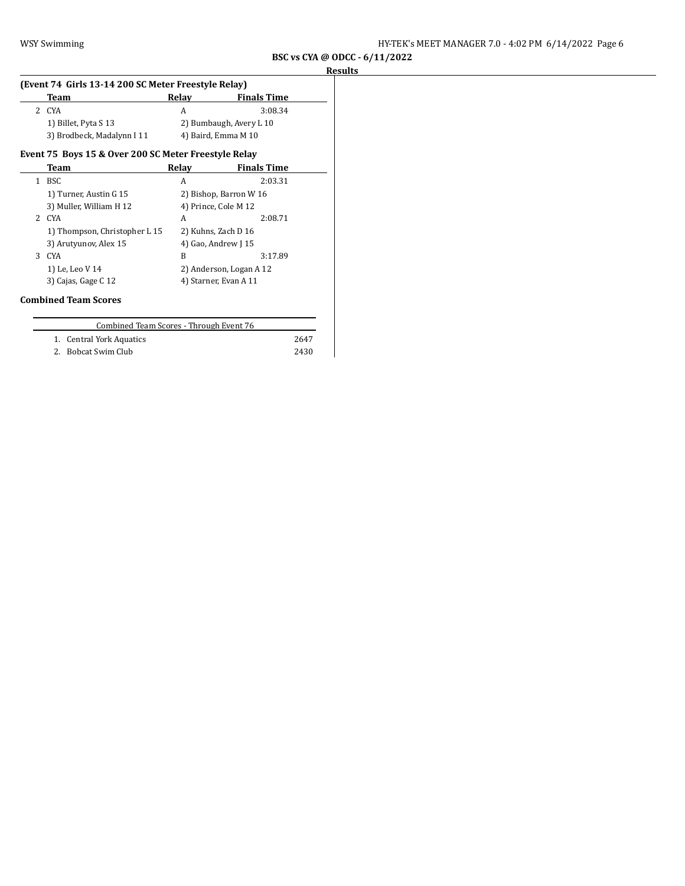**(Event 74 Girls 13-14 200 SC Meter Freestyle Relay)**

| | Team | Relay | Finals Time |
|---|---|---|---|
| 2 | CYA | A | 3:08.34 |
| | 1) Billet, Pyta S 13 | 2) Bumbaugh, Avery L 10 | |
| | 3) Brodbeck, Madalynn I 11 | 4) Baird, Emma M 10 | |

**Event 75 Boys 15 & Over 200 SC Meter Freestyle Relay**

| | Team | Relay | Finals Time |
|---|---|---|---|
| 1 | BSC | A | 2:03.31 |
| | 1) Turner, Austin G 15 | 2) Bishop, Barron W 16 | |
| | 3) Muller, William H 12 | 4) Prince, Cole M 12 | |
| 2 | CYA | A | 2:08.71 |
| | 1) Thompson, Christopher L 15 | 2) Kuhns, Zach D 16 | |
| | 3) Arutyunov, Alex 15 | 4) Gao, Andrew J 15 | |
| 3 | CYA | B | 3:17.89 |
| | 1) Le, Leo V 14 | 2) Anderson, Logan A 12 | |
| | 3) Cajas, Gage C 12 | 4) Starner, Evan A 11 | |

**Combined Team Scores**

| Combined Team Scores - Through Event 76 | |
|---|---|
| 1. Central York Aquatics | 2647 |
| 2. Bobcat Swim Club | 2430 |